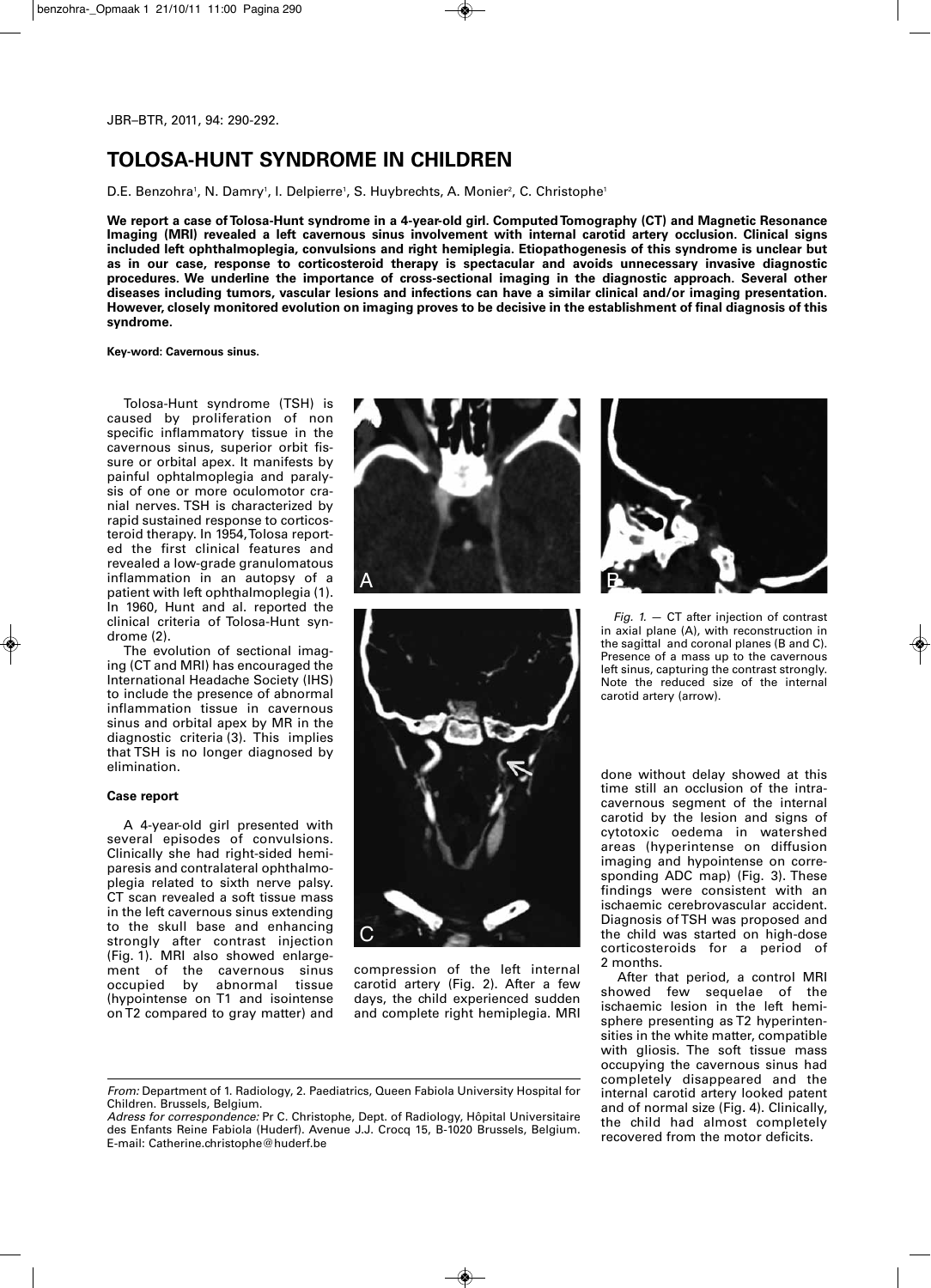# TOLOSA-HUNT SYNDROME IN CHILDREN

D.E. Benzohra[1], N. Damry[1], I. Delpierre[1], S. Huybrechts, A. Monier[2], C. Christophe[1]

**We report a case of Tolosa-Hunt syndrome in a 4-year-old girl. Computed Tomography (CT) and Magnetic Resonance Imaging (MRI) revealed a left cavernous sinus involvement with internal carotid artery occlusion. Clinical signs included left ophthalmoplegia, convulsions and right hemiplegia. Etiopathogenesis of this syndrome is unclear but as in our case, response to corticosteroid therapy is spectacular and avoids unnecessary invasive diagnostic procedures. We underline the importance of cross-sectional imaging in the diagnostic approach. Several other diseases including tumors, vascular lesions and infections can have a similar clinical and/or imaging presentation. However, closely monitored evolution on imaging proves to be decisive in the establishment of final diagnosis of this syndrome.**

**Key-word: Cavernous sinus.**

Tolosa-Hunt syndrome (TSH) is caused by proliferation of non specific inflammatory tissue in the cavernous sinus, superior orbit fissure or orbital apex. It manifests by painful ophtalmoplegia and paralysis of one or more oculomotor cranial nerves. TSH is characterized by rapid sustained response to corticosteroid therapy. In 1954, Tolosa reported the first clinical features and revealed a low-grade granulomatous inflammation in an autopsy of a patient with left ophthalmoplegia (1). In 1960, Hunt and al. reported the clinical criteria of Tolosa-Hunt syndrome (2).

The evolution of sectional imaging (CT and MRI) has encouraged the International Headache Society (IHS) to include the presence of abnormal inflammation tissue in cavernous sinus and orbital apex by MR in the diagnostic criteria (3). This implies that TSH is no longer diagnosed by elimination.

### Case report

A 4-year-old girl presented with several episodes of convulsions. Clinically she had right-sided hemiparesis and contralateral ophthalmoplegia related to sixth nerve palsy. CT scan revealed a soft tissue mass in the left cavernous sinus extending to the skull base and enhancing strongly after contrast injection (Fig. 1). MRI also showed enlargement of the cavernous sinus occupied by abnormal tissue (hypointense on T1 and isointense on T2 compared to gray matter) and compression of the left internal carotid artery (Fig. 2). After a few days, the child experienced sudden and complete right hemiplegia. MRI done without delay showed at this time still an occlusion of the intracavernous segment of the internal carotid by the lesion and signs of cytotoxic oedema in watershed areas (hyperintense on diffusion imaging and hypointense on corresponding ADC map) (Fig. 3). These findings were consistent with an ischaemic cerebrovascular accident. Diagnosis of TSH was proposed and the child was started on high-dose corticosteroids for a period of 2 months.

After that period, a control MRI showed few sequelae of the ischaemic lesion in the left hemisphere presenting as T2 hyperintensities in the white matter, compatible with gliosis. The soft tissue mass occupying the cavernous sinus had completely disappeared and the internal carotid artery looked patent and of normal size (Fig. 4). Clinically, the child had almost completely recovered from the motor deficits.

*Fig. 1.* — CT after injection of contrast in axial plane (A), with reconstruction in the sagittal and coronal planes (B and C). Presence of a mass up to the cavernous left sinus, capturing the contrast strongly. Note the reduced size of the internal carotid artery (arrow).

*From:* Department of 1. Radiology, 2. Paediatrics, Queen Fabiola University Hospital for Children. Brussels, Belgium.
*Adress for correspondence:* Pr C. Christophe, Dept. of Radiology, Hôpital Universitaire des Enfants Reine Fabiola (Huderf). Avenue J.J. Crocq 15, B-1020 Brussels, Belgium. E-mail: Catherine.christophe@huderf.be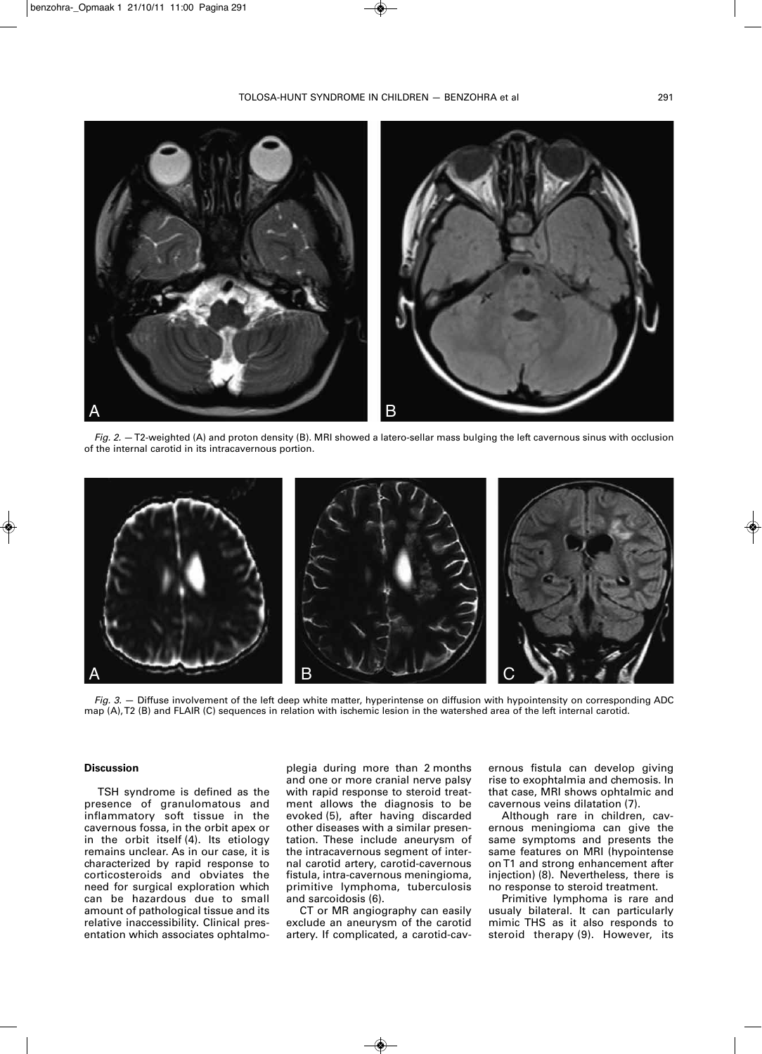*Fig. 2.* — T2-weighted (A) and proton density (B). MRI showed a latero-sellar mass bulging the left cavernous sinus with occlusion of the internal carotid in its intracavernous portion.

*Fig. 3.* — Diffuse involvement of the left deep white matter, hyperintense on diffusion with hypointensity on corresponding ADC map (A), T2 (B) and FLAIR (C) sequences in relation with ischemic lesion in the watershed area of the left internal carotid.

**Discussion**

TSH syndrome is defined as the presence of granulomatous and inflammatory soft tissue in the cavernous fossa, in the orbit apex or in the orbit itself (4). Its etiology remains unclear. As in our case, it is characterized by rapid response to corticosteroids and obviates the need for surgical exploration which can be hazardous due to small amount of pathological tissue and its relative inaccessibility. Clinical presentation which associates ophtalmoplegia during more than 2 months and one or more cranial nerve palsy with rapid response to steroid treatment allows the diagnosis to be evoked (5), after having discarded other diseases with a similar presentation. These include aneurysm of the intracavernous segment of internal carotid artery, carotid-cavernous fistula, intra-cavernous meningioma, primitive lymphoma, tuberculosis and sarcoidosis (6).

CT or MR angiography can easily exclude an aneurysm of the carotid artery. If complicated, a carotid-cavernous fistula can develop giving rise to exophtalmia and chemosis. In that case, MRI shows ophtalmic and cavernous veins dilatation (7).

Although rare in children, cavernous meningioma can give the same symptoms and presents the same features on MRI (hypointense on T1 and strong enhancement after injection) (8). Nevertheless, there is no response to steroid treatment.

Primitive lymphoma is rare and usualy bilateral. It can particularly mimic THS as it also responds to steroid therapy (9). However, its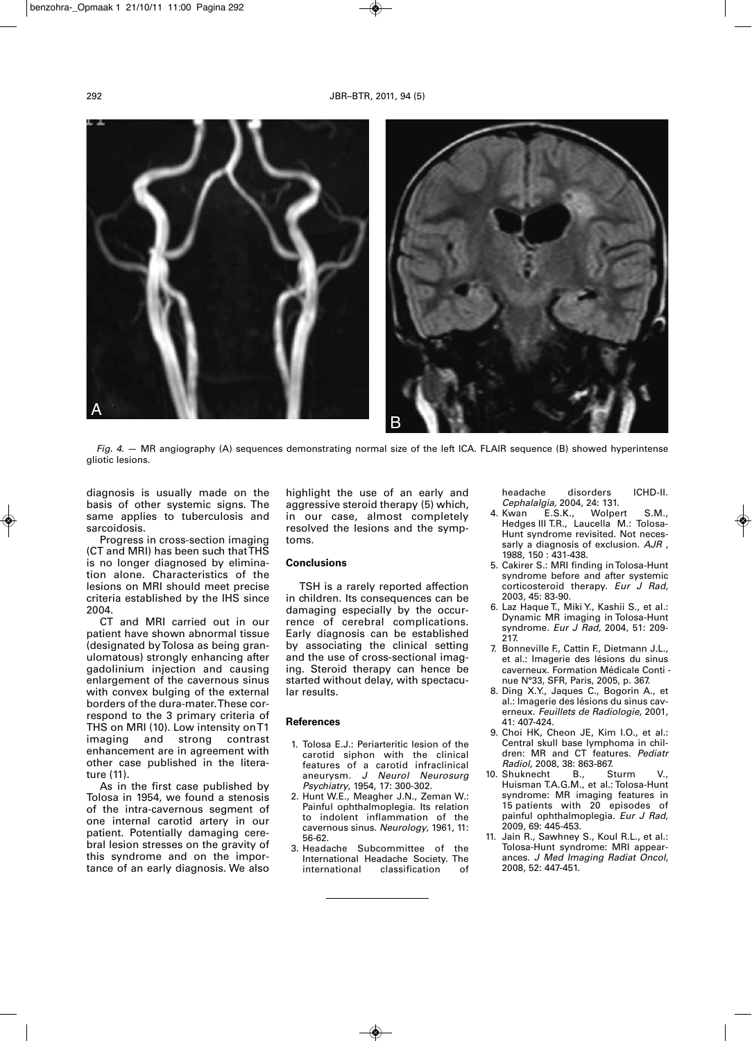*Fig. 4.* — MR angiography (A) sequences demonstrating normal size of the left ICA. FLAIR sequence (B) showed hyperintense gliotic lesions.

diagnosis is usually made on the basis of other systemic signs. The same applies to tuberculosis and sarcoidosis.

Progress in cross-section imaging (CT and MRI) has been such that THS is no longer diagnosed by elimination alone. Characteristics of the lesions on MRI should meet precise criteria established by the IHS since 2004.

CT and MRI carried out in our patient have shown abnormal tissue (designated by Tolosa as being granulomatous) strongly enhancing after gadolinium injection and causing enlargement of the cavernous sinus with convex bulging of the external borders of the dura-mater. These correspond to the 3 primary criteria of THS on MRI (10). Low intensity on T1 imaging and strong contrast enhancement are in agreement with other case published in the literature (11).

As in the first case published by Tolosa in 1954, we found a stenosis of the intra-cavernous segment of one internal carotid artery in our patient. Potentially damaging cerebral lesion stresses on the gravity of this syndrome and on the importance of an early diagnosis. We also highlight the use of an early and aggressive steroid therapy (5) which, in our case, almost completely resolved the lesions and the symptoms.

## Conclusions

TSH is a rarely reported affection in children. Its consequences can be damaging especially by the occurrence of cerebral complications. Early diagnosis can be established by associating the clinical setting and the use of cross-sectional imaging. Steroid therapy can hence be started without delay, with spectacular results.

## References

1. Tolosa E.J.: Periarteritic lesion of the carotid siphon with the clinical features of a carotid infraclinical aneurysm. *J Neurol Neurosurg Psychiatry*, 1954, 17: 300-302.
2. Hunt W.E., Meagher J.N., Zeman W.: Painful ophthalmoplegia. Its relation to indolent inflammation of the cavernous sinus. *Neurology*, 1961, 11: 56-62.
3. Headache Subcommittee of the International Headache Society. The international classification of headache disorders ICHD-II. *Cephalalgia*, 2004, 24: 131.
4. Kwan E.S.K., Wolpert S.M., Hedges III T.R., Laucella M.: Tolosa-Hunt syndrome revisited. Not necessarly a diagnosis of exclusion. *AJR*, 1988, 150 : 431-438.
5. Cakirer S.: MRI finding in Tolosa-Hunt syndrome before and after systemic corticosteroid therapy. *Eur J Rad*, 2003, 45: 83-90.
6. Laz Haque T., Miki Y., Kashii S., et al.: Dynamic MR imaging in Tolosa-Hunt syndrome. *Eur J Rad*, 2004, 51: 209-217.
7. Bonneville F., Cattin F., Dietmann J.L., et al.: Imagerie des lésions du sinus caverneux. Formation Médicale Continue N°33, SFR, Paris, 2005, p. 367.
8. Ding X.Y., Jaques C., Bogorin A., et al.: Imagerie des lésions du sinus caverneux. *Feuillets de Radiologie*, 2001, 41: 407-424.
9. Choi HK, Cheon JE, Kim I.O., et al.: Central skull base lymphoma in children: MR and CT features. *Pediatr Radiol*, 2008, 38: 863-867.
10. Shuknecht B., Sturm V., Huisman T.A.G.M., et al.: Tolosa-Hunt syndrome: MR imaging features in 15 patients with 20 episodes of painful ophthalmoplegia. *Eur J Rad*, 2009, 69: 445-453.
11. Jain R., Sawhney S., Koul R.L., et al.: Tolosa-Hunt syndrome: MRI appearances. *J Med Imaging Radiat Oncol*, 2008, 52: 447-451.